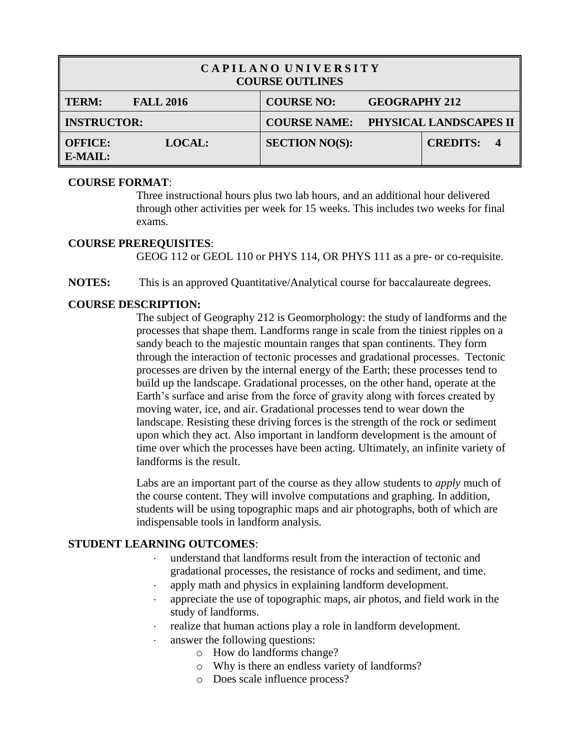| CAPILANO UNIVERSITY<br>COURSE OUTLINES | | | |
|---|---|---|---|
| **TERM:** **FALL 2016** | | **COURSE NO:** **GEOGRAPHY 212** | |
| **INSTRUCTOR:** | | **COURSE NAME:** **PHYSICAL LANDSCAPES II** | |
| **OFFICE:**<br>**E-MAIL:** | **LOCAL:** | **SECTION NO(S):** | **CREDITS: 4** |

**COURSE FORMAT**:

Three instructional hours plus two lab hours, and an additional hour delivered through other activities per week for 15 weeks. This includes two weeks for final exams.

**COURSE PREREQUISITES**:

GEOG 112 or GEOL 110 or PHYS 114, OR PHYS 111 as a pre- or co-requisite.

**NOTES:** This is an approved Quantitative/Analytical course for baccalaureate degrees.

**COURSE DESCRIPTION:**

The subject of Geography 212 is Geomorphology: the study of landforms and the processes that shape them. Landforms range in scale from the tiniest ripples on a sandy beach to the majestic mountain ranges that span continents. They form through the interaction of tectonic processes and gradational processes. Tectonic processes are driven by the internal energy of the Earth; these processes tend to build up the landscape. Gradational processes, on the other hand, operate at the Earth's surface and arise from the force of gravity along with forces created by moving water, ice, and air. Gradational processes tend to wear down the landscape. Resisting these driving forces is the strength of the rock or sediment upon which they act. Also important in landform development is the amount of time over which the processes have been acting. Ultimately, an infinite variety of landforms is the result.

Labs are an important part of the course as they allow students to *apply* much of the course content. They will involve computations and graphing. In addition, students will be using topographic maps and air photographs, both of which are indispensable tools in landform analysis.

**STUDENT LEARNING OUTCOMES**:

- understand that landforms result from the interaction of tectonic and gradational processes, the resistance of rocks and sediment, and time.
- apply math and physics in explaining landform development.
- appreciate the use of topographic maps, air photos, and field work in the study of landforms.
- realize that human actions play a role in landform development.
- answer the following questions:
  - How do landforms change?
  - Why is there an endless variety of landforms?
  - Does scale influence process?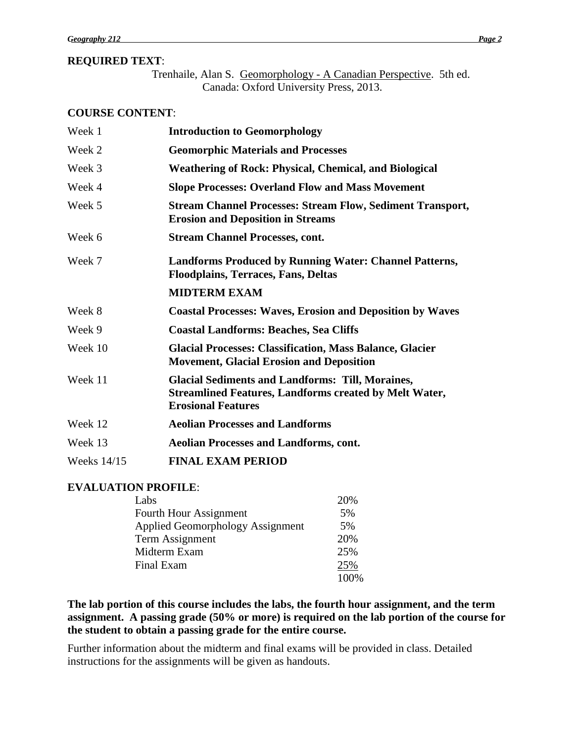**REQUIRED TEXT**:

Trenhaile, Alan S. Geomorphology - A Canadian Perspective. 5th ed. Canada: Oxford University Press, 2013.

**COURSE CONTENT**:

| | |
|---|---|
| Week 1 | **Introduction to Geomorphology** |
| Week 2 | **Geomorphic Materials and Processes** |
| Week 3 | **Weathering of Rock: Physical, Chemical, and Biological** |
| Week 4 | **Slope Processes: Overland Flow and Mass Movement** |
| Week 5 | **Stream Channel Processes: Stream Flow, Sediment Transport, Erosion and Deposition in Streams** |
| Week 6 | **Stream Channel Processes, cont.** |
| Week 7 | **Landforms Produced by Running Water: Channel Patterns, Floodplains, Terraces, Fans, Deltas** |
| | **MIDTERM EXAM** |
| Week 8 | **Coastal Processes: Waves, Erosion and Deposition by Waves** |
| Week 9 | **Coastal Landforms: Beaches, Sea Cliffs** |
| Week 10 | **Glacial Processes: Classification, Mass Balance, Glacier Movement, Glacial Erosion and Deposition** |
| Week 11 | **Glacial Sediments and Landforms: Till, Moraines, Streamlined Features, Landforms created by Melt Water, Erosional Features** |
| Week 12 | **Aeolian Processes and Landforms** |
| Week 13 | **Aeolian Processes and Landforms, cont.** |
| Weeks 14/15 | **FINAL EXAM PERIOD** |

**EVALUATION PROFILE**:

| | |
|---|---|
| Labs | 20% |
| Fourth Hour Assignment | 5% |
| Applied Geomorphology Assignment | 5% |
| Term Assignment | 20% |
| Midterm Exam | 25% |
| Final Exam | 25% |
| | 100% |

**The lab portion of this course includes the labs, the fourth hour assignment, and the term assignment. A passing grade (50% or more) is required on the lab portion of the course for the student to obtain a passing grade for the entire course.**

Further information about the midterm and final exams will be provided in class. Detailed instructions for the assignments will be given as handouts.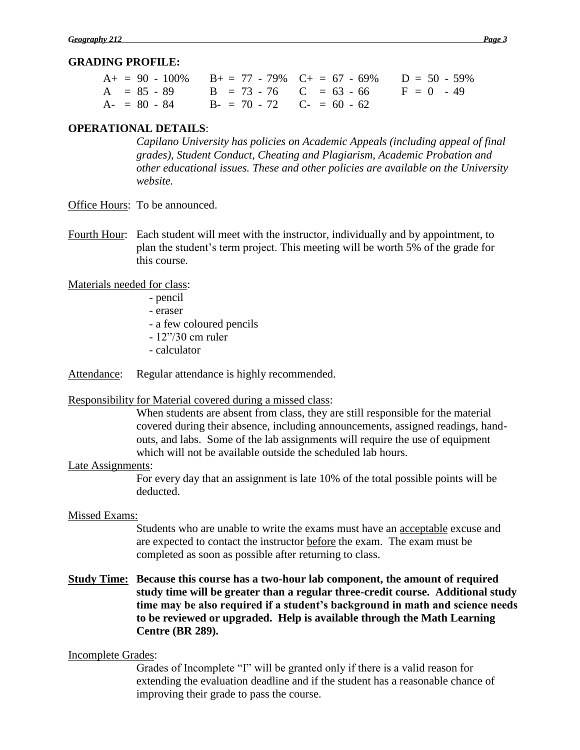## GRADING PROFILE:

| | | | |
|---|---|---|---|
| A+ = 90 - 100% | B+ = 77 - 79% | C+ = 67 - 69% | D = 50 - 59% |
| A = 85 - 89 | B = 73 - 76 | C = 63 - 66 | F = 0 - 49 |
| A- = 80 - 84 | B- = 70 - 72 | C- = 60 - 62 | |

## OPERATIONAL DETAILS:

*Capilano University has policies on Academic Appeals (including appeal of final grades), Student Conduct, Cheating and Plagiarism, Academic Probation and other educational issues. These and other policies are available on the University website.*

<u>Office Hours</u>: To be announced.

<u>Fourth Hour</u>: Each student will meet with the instructor, individually and by appointment, to plan the student's term project. This meeting will be worth 5% of the grade for this course.

<u>Materials needed for class</u>:

- pencil
- eraser
- a few coloured pencils
- 12"/30 cm ruler
- calculator

<u>Attendance</u>: Regular attendance is highly recommended.

<u>Responsibility for Material covered during a missed class</u>:

When students are absent from class, they are still responsible for the material covered during their absence, including announcements, assigned readings, hand-outs, and labs. Some of the lab assignments will require the use of equipment which will not be available outside the scheduled lab hours.

<u>Late Assignments</u>:

For every day that an assignment is late 10% of the total possible points will be deducted.

<u>Missed Exams:</u>

Students who are unable to write the exams must have an <u>acceptable</u> excuse and are expected to contact the instructor <u>before</u> the exam. The exam must be completed as soon as possible after returning to class.

**<u>Study Time:</u> Because this course has a two-hour lab component, the amount of required study time will be greater than a regular three-credit course. Additional study time may be also required if a student's background in math and science needs to be reviewed or upgraded. Help is available through the Math Learning Centre (BR 289).**

<u>Incomplete Grades</u>:

Grades of Incomplete "I" will be granted only if there is a valid reason for extending the evaluation deadline and if the student has a reasonable chance of improving their grade to pass the course.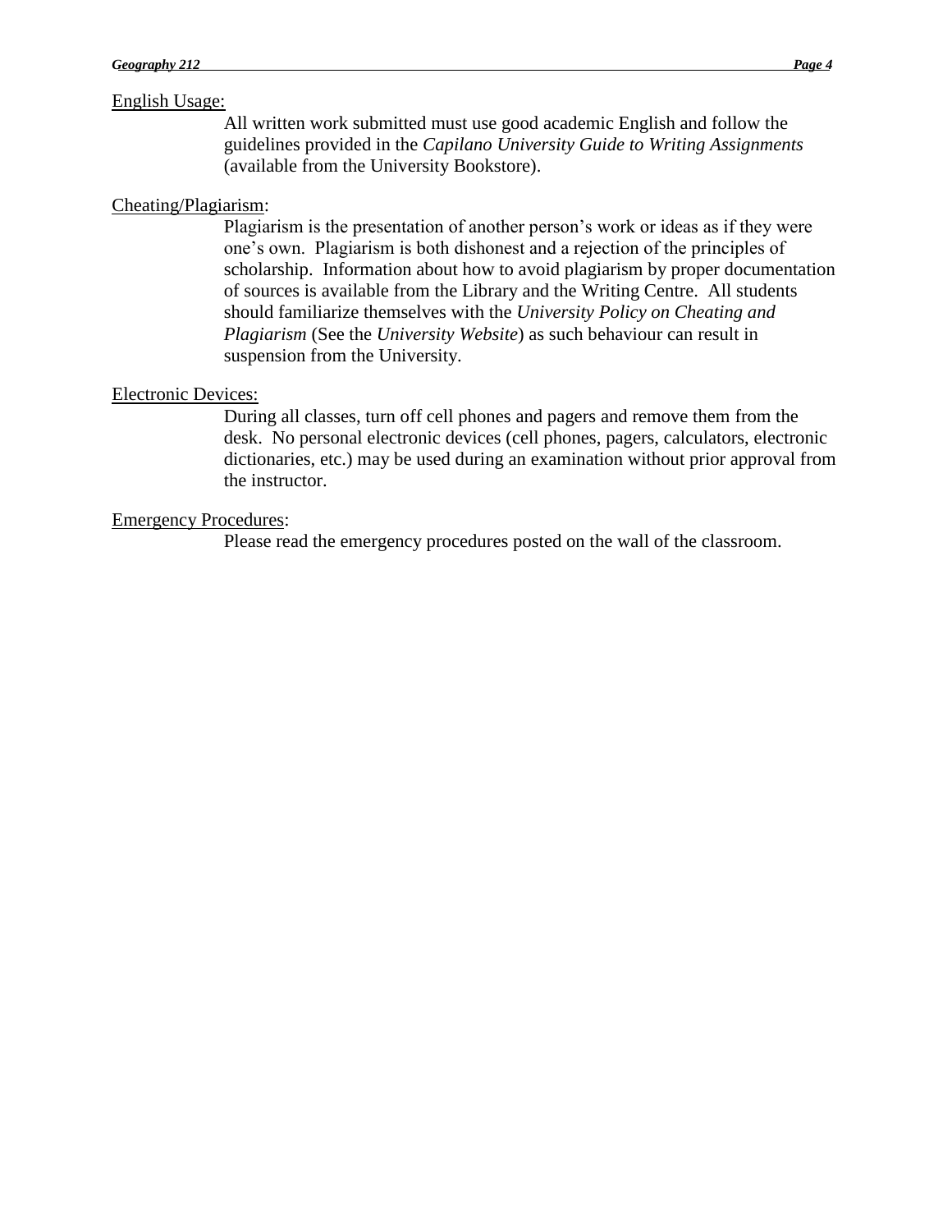English Usage:

All written work submitted must use good academic English and follow the guidelines provided in the *Capilano University Guide to Writing Assignments* (available from the University Bookstore).

Cheating/Plagiarism:

Plagiarism is the presentation of another person's work or ideas as if they were one's own. Plagiarism is both dishonest and a rejection of the principles of scholarship. Information about how to avoid plagiarism by proper documentation of sources is available from the Library and the Writing Centre. All students should familiarize themselves with the *University Policy on Cheating and Plagiarism* (See the *University Website*) as such behaviour can result in suspension from the University.

Electronic Devices:

During all classes, turn off cell phones and pagers and remove them from the desk. No personal electronic devices (cell phones, pagers, calculators, electronic dictionaries, etc.) may be used during an examination without prior approval from the instructor.

Emergency Procedures:

Please read the emergency procedures posted on the wall of the classroom.